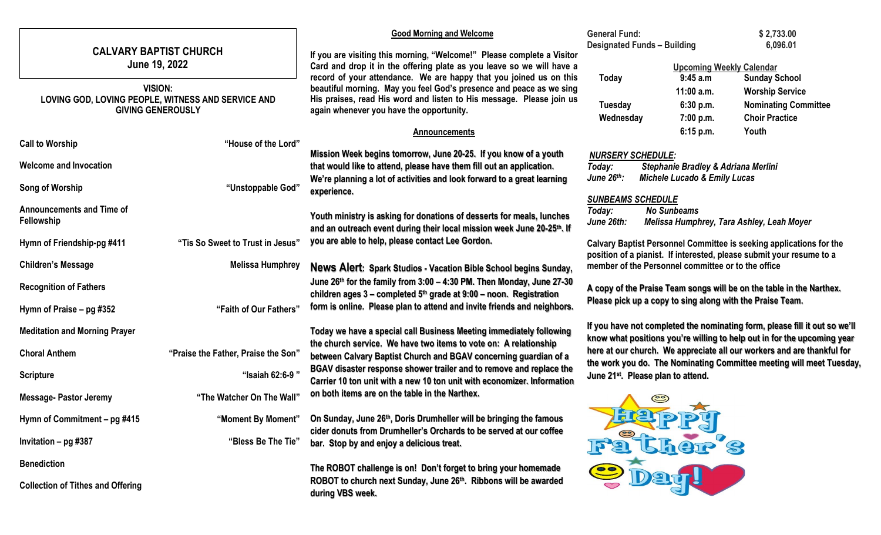# CALVARY BAPTIST CHURCH
## June 19, 2022

**VISION:**
**LOVING GOD, LOVING PEOPLE, WITNESS AND SERVICE AND GIVING GENEROUSLY**

| | |
|---|---|
| **Call to Worship** | **"House of the Lord"** |
| **Welcome and Invocation** | |
| **Song of Worship** | **"Unstoppable God"** |
| **Announcements and Time of Fellowship** | |
| **Hymn of Friendship-pg #411** | **"Tis So Sweet to Trust in Jesus"** |
| **Children's Message** | **Melissa Humphrey** |
| **Recognition of Fathers** | |
| **Hymn of Praise – pg #352** | **"Faith of Our Fathers"** |
| **Meditation and Morning Prayer** | |
| **Choral Anthem** | **"Praise the Father, Praise the Son"** |
| **Scripture** | **"Isaiah 62:6-9 "** |
| **Message- Pastor Jeremy** | **"The Watcher On The Wall"** |
| **Hymn of Commitment – pg #415** | **"Moment By Moment"** |
| **Invitation – pg #387** | **"Bless Be The Tie"** |
| **Benediction** | |
| **Collection of Tithes and Offering** | |

## Good Morning and Welcome

**If you are visiting this morning, "Welcome!" Please complete a Visitor Card and drop it in the offering plate as you leave so we will have a record of your attendance. We are happy that you joined us on this beautiful morning. May you feel God's presence and peace as we sing His praises, read His word and listen to His message. Please join us again whenever you have the opportunity.**

## Announcements

**Mission Week begins tomorrow, June 20-25. If you know of a youth that would like to attend, please have them fill out an application. We're planning a lot of activities and look forward to a great learning experience.**

**Youth ministry is asking for donations of desserts for meals, lunches and an outreach event during their local mission week June 20-25th. If you are able to help, please contact Lee Gordon.**

**News Alert: Spark Studios - Vacation Bible School begins Sunday, June 26th for the family from 3:00 – 4:30 PM. Then Monday, June 27-30 children ages 3 – completed 5th grade at 9:00 – noon. Registration form is online. Please plan to attend and invite friends and neighbors.**

**Today we have a special call Business Meeting immediately following the church service. We have two items to vote on: A relationship between Calvary Baptist Church and BGAV concerning guardian of a BGAV disaster response shower trailer and to remove and replace the Carrier 10 ton unit with a new 10 ton unit with economizer. Information on both items are on the table in the Narthex.**

**On Sunday, June 26th, Doris Drumheller will be bringing the famous cider donuts from Drumheller's Orchards to be served at our coffee bar. Stop by and enjoy a delicious treat.**

**The ROBOT challenge is on! Don't forget to bring your homemade ROBOT to church next Sunday, June 26th. Ribbons will be awarded during VBS week.**

| | |
|---|---|
| **General Fund:** | **$ 2,733.00** |
| **Designated Funds – Building** | **6,096.01** |

**Upcoming Weekly Calendar**

| | | |
|---|---|---|
| **Today** | **9:45 a.m** | **Sunday School** |
| | **11:00 a.m.** | **Worship Service** |
| **Tuesday** | **6:30 p.m.** | **Nominating Committee** |
| **Wednesday** | **7:00 p.m.** | **Choir Practice** |
| | **6:15 p.m.** | **Youth** |

***NURSERY SCHEDULE:***
***Today:*** ***Stephanie Bradley & Adriana Merlini***
***June 26th:*** ***Michele Lucado & Emily Lucas***

***SUNBEAMS SCHEDULE***
***Today:*** ***No Sunbeams***
***June 26th:*** ***Melissa Humphrey, Tara Ashley, Leah Moyer***

**Calvary Baptist Personnel Committee is seeking applications for the position of a pianist. If interested, please submit your resume to a member of the Personnel committee or to the office**

**A copy of the Praise Team songs will be on the table in the Narthex. Please pick up a copy to sing along with the Praise Team.**

**If you have not completed the nominating form, please fill it out so we'll know what positions you're willing to help out in for the upcoming year here at our church. We appreciate all our workers and are thankful for the work you do. The Nominating Committee meeting will meet Tuesday, June 21st. Please plan to attend.**

Happy Father's Day!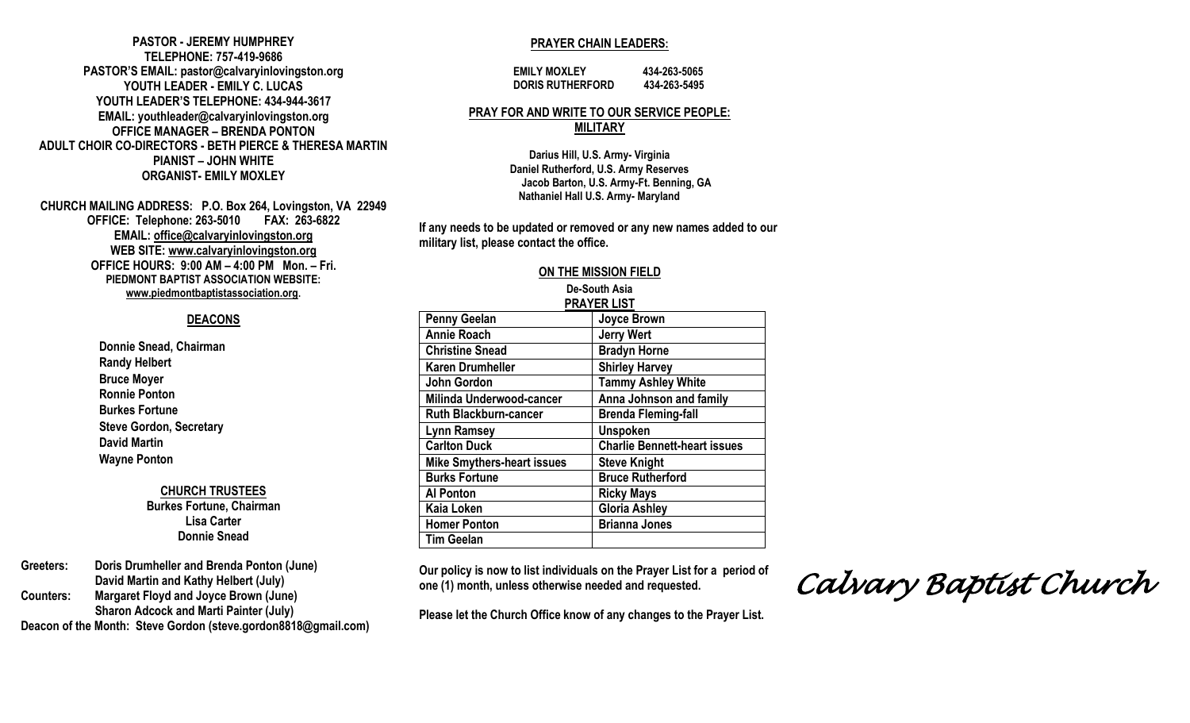**PASTOR - JEREMY HUMPHREY**
**TELEPHONE: 757-419-9686**
**PASTOR'S EMAIL: pastor@calvaryinlovingston.org**
**YOUTH LEADER - EMILY C. LUCAS**
**YOUTH LEADER'S TELEPHONE: 434-944-3617**
**EMAIL: youthleader@calvaryinlovingston.org**
**OFFICE MANAGER – BRENDA PONTON**
**ADULT CHOIR CO-DIRECTORS - BETH PIERCE & THERESA MARTIN**
**PIANIST – JOHN WHITE**
**ORGANIST- EMILY MOXLEY**

**CHURCH MAILING ADDRESS: P.O. Box 264, Lovingston, VA 22949**
**OFFICE: Telephone: 263-5010 FAX: 263-6822**
**EMAIL: office@calvaryinlovingston.org**
**WEB SITE: www.calvaryinlovingston.org**
**OFFICE HOURS: 9:00 AM – 4:00 PM Mon. – Fri.**
**PIEDMONT BAPTIST ASSOCIATION WEBSITE:**
**www.piedmontbaptistassociation.org.**

## DEACONS

Donnie Snead, Chairman
Randy Helbert
Bruce Moyer
Ronnie Ponton
Burkes Fortune
Steve Gordon, Secretary
David Martin
Wayne Ponton

## CHURCH TRUSTEES

Burkes Fortune, Chairman
Lisa Carter
Donnie Snead

**Greeters:** Doris Drumheller and Brenda Ponton (June)
David Martin and Kathy Helbert (July)
**Counters:** Margaret Floyd and Joyce Brown (June)
Sharon Adcock and Marti Painter (July)
**Deacon of the Month: Steve Gordon (steve.gordon8818@gmail.com)**

## PRAYER CHAIN LEADERS:

EMILY MOXLEY 434-263-5065
DORIS RUTHERFORD 434-263-5495

## PRAY FOR AND WRITE TO OUR SERVICE PEOPLE:

### MILITARY

Darius Hill, U.S. Army- Virginia
Daniel Rutherford, U.S. Army Reserves
Jacob Barton, U.S. Army-Ft. Benning, GA
Nathaniel Hall U.S. Army- Maryland

**If any needs to be updated or removed or any new names added to our military list, please contact the office.**

## ON THE MISSION FIELD

De-South Asia

## PRAYER LIST

| | |
|---|---|
| Penny Geelan | Joyce Brown |
| Annie Roach | Jerry Wert |
| Christine Snead | Bradyn Horne |
| Karen Drumheller | Shirley Harvey |
| John Gordon | Tammy Ashley White |
| Milinda Underwood-cancer | Anna Johnson and family |
| Ruth Blackburn-cancer | Brenda Fleming-fall |
| Lynn Ramsey | Unspoken |
| Carlton Duck | Charlie Bennett-heart issues |
| Mike Smythers-heart issues | Steve Knight |
| Burks Fortune | Bruce Rutherford |
| Al Ponton | Ricky Mays |
| Kaia Loken | Gloria Ashley |
| Homer Ponton | Brianna Jones |
| Tim Geelan | |

**Our policy is now to list individuals on the Prayer List for a period of one (1) month, unless otherwise needed and requested.**

**Please let the Church Office know of any changes to the Prayer List.**

*Calvary Baptist Church*